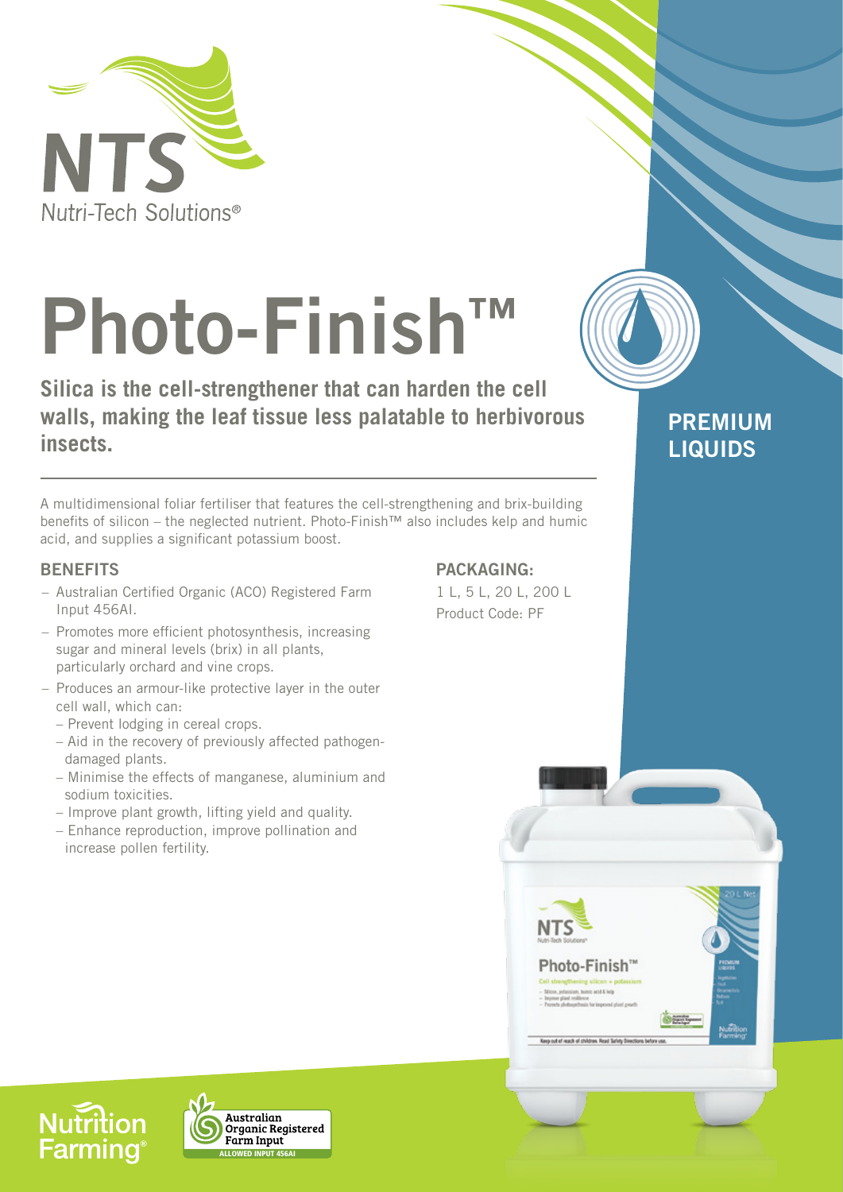NTS
Nutri-Tech Solutions®

# Photo-Finish™

**Silica is the cell-strengthener that can harden the cell walls, making the leaf tissue less palatable to herbivorous insects.**

PREMIUM LIQUIDS

A multidimensional foliar fertiliser that features the cell-strengthening and brix-building benefits of silicon – the neglected nutrient. Photo-Finish™ also includes kelp and humic acid, and supplies a significant potassium boost.

## BENEFITS

- Australian Certified Organic (ACO) Registered Farm Input 456AI.
- Promotes more efficient photosynthesis, increasing sugar and mineral levels (brix) in all plants, particularly orchard and vine crops.
- Produces an armour-like protective layer in the outer cell wall, which can:
  - Prevent lodging in cereal crops.
  - Aid in the recovery of previously affected pathogen-damaged plants.
  - Minimise the effects of manganese, aluminium and sodium toxicities.
  - Improve plant growth, lifting yield and quality.
  - Enhance reproduction, improve pollination and increase pollen fertility.

## PACKAGING:

1 L, 5 L, 20 L, 200 L

Product Code: PF

Nutrition Farming®

Australian Organic Registered Farm Input
ALLOWED INPUT 456AI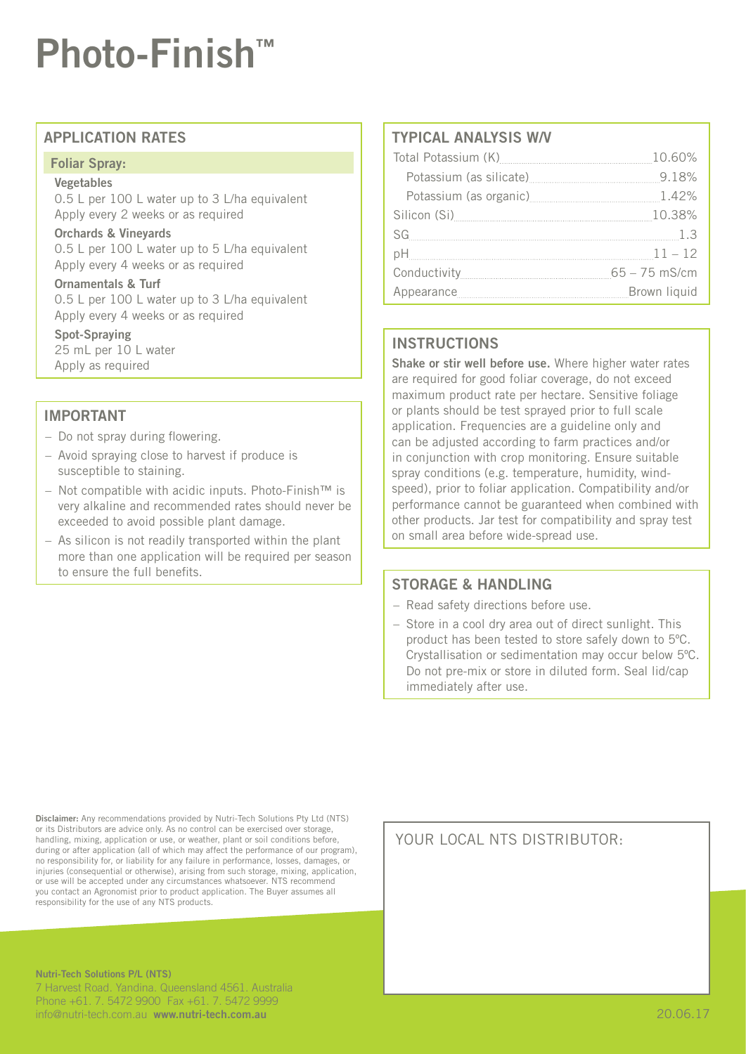# Photo-Finish™

## APPLICATION RATES

### Foliar Spray:

**Vegetables**
0.5 L per 100 L water up to 3 L/ha equivalent
Apply every 2 weeks or as required

**Orchards & Vineyards**
0.5 L per 100 L water up to 5 L/ha equivalent
Apply every 4 weeks or as required

**Ornamentals & Turf**
0.5 L per 100 L water up to 3 L/ha equivalent
Apply every 4 weeks or as required

**Spot-Spraying**
25 mL per 10 L water
Apply as required

## IMPORTANT

- Do not spray during flowering.
- Avoid spraying close to harvest if produce is susceptible to staining.
- Not compatible with acidic inputs. Photo-Finish™ is very alkaline and recommended rates should never be exceeded to avoid possible plant damage.
- As silicon is not readily transported within the plant more than one application will be required per season to ensure the full benefits.

## TYPICAL ANALYSIS W/V

| | |
|---|---|
| Total Potassium (K) | 10.60% |
| Potassium (as silicate) | 9.18% |
| Potassium (as organic) | 1.42% |
| Silicon (Si) | 10.38% |
| SG | 1.3 |
| pH | 11 – 12 |
| Conductivity | 65 – 75 mS/cm |
| Appearance | Brown liquid |

## INSTRUCTIONS

**Shake or stir well before use.** Where higher water rates are required for good foliar coverage, do not exceed maximum product rate per hectare. Sensitive foliage or plants should be test sprayed prior to full scale application. Frequencies are a guideline only and can be adjusted according to farm practices and/or in conjunction with crop monitoring. Ensure suitable spray conditions (e.g. temperature, humidity, wind-speed), prior to foliar application. Compatibility and/or performance cannot be guaranteed when combined with other products. Jar test for compatibility and spray test on small area before wide-spread use.

## STORAGE & HANDLING

- Read safety directions before use.
- Store in a cool dry area out of direct sunlight. This product has been tested to store safely down to 5ºC. Crystallisation or sedimentation may occur below 5ºC. Do not pre-mix or store in diluted form. Seal lid/cap immediately after use.

**Disclaimer:** Any recommendations provided by Nutri-Tech Solutions Pty Ltd (NTS) or its Distributors are advice only. As no control can be exercised over storage, handling, mixing, application or use, or weather, plant or soil conditions before, during or after application (all of which may affect the performance of our program), no responsibility for, or liability for any failure in performance, losses, damages, or injuries (consequential or otherwise), arising from such storage, mixing, application, or use will be accepted under any circumstances whatsoever. NTS recommend you contact an Agronomist prior to product application. The Buyer assumes all responsibility for the use of any NTS products.

YOUR LOCAL NTS DISTRIBUTOR:

**Nutri-Tech Solutions P/L (NTS)**
7 Harvest Road. Yandina. Queensland 4561. Australia
Phone +61. 7. 5472 9900 Fax +61. 7. 5472 9999
info@nutri-tech.com.au **www.nutri-tech.com.au**

20.06.17